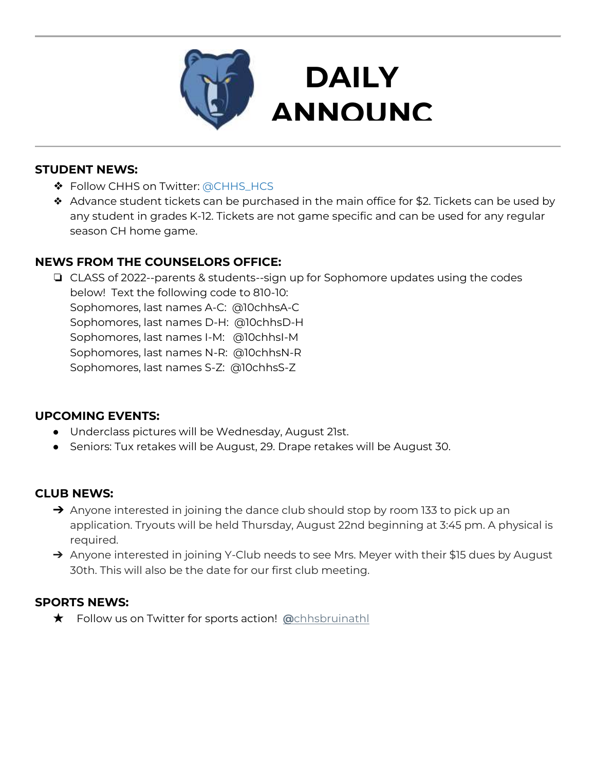# DAILY ANNOUNC

**STUDENT NEWS:**

- Follow CHHS on Twitter: @CHHS_HCS
- Advance student tickets can be purchased in the main office for $2. Tickets can be used by any student in grades K-12. Tickets are not game specific and can be used for any regular season CH home game.

**NEWS FROM THE COUNSELORS OFFICE:**

- CLASS of 2022--parents & students--sign up for Sophomore updates using the codes below! Text the following code to 810-10:
  Sophomores, last names A-C: @10chhsA-C
  Sophomores, last names D-H: @10chhsD-H
  Sophomores, last names I-M: @10chhsI-M
  Sophomores, last names N-R: @10chhsN-R
  Sophomores, last names S-Z: @10chhsS-Z

**UPCOMING EVENTS:**

- Underclass pictures will be Wednesday, August 21st.
- Seniors: Tux retakes will be August, 29. Drape retakes will be August 30.

**CLUB NEWS:**

- Anyone interested in joining the dance club should stop by room 133 to pick up an application. Tryouts will be held Thursday, August 22nd beginning at 3:45 pm. A physical is required.
- Anyone interested in joining Y-Club needs to see Mrs. Meyer with their $15 dues by August 30th. This will also be the date for our first club meeting.

**SPORTS NEWS:**

- Follow us on Twitter for sports action! @chhsbruinathl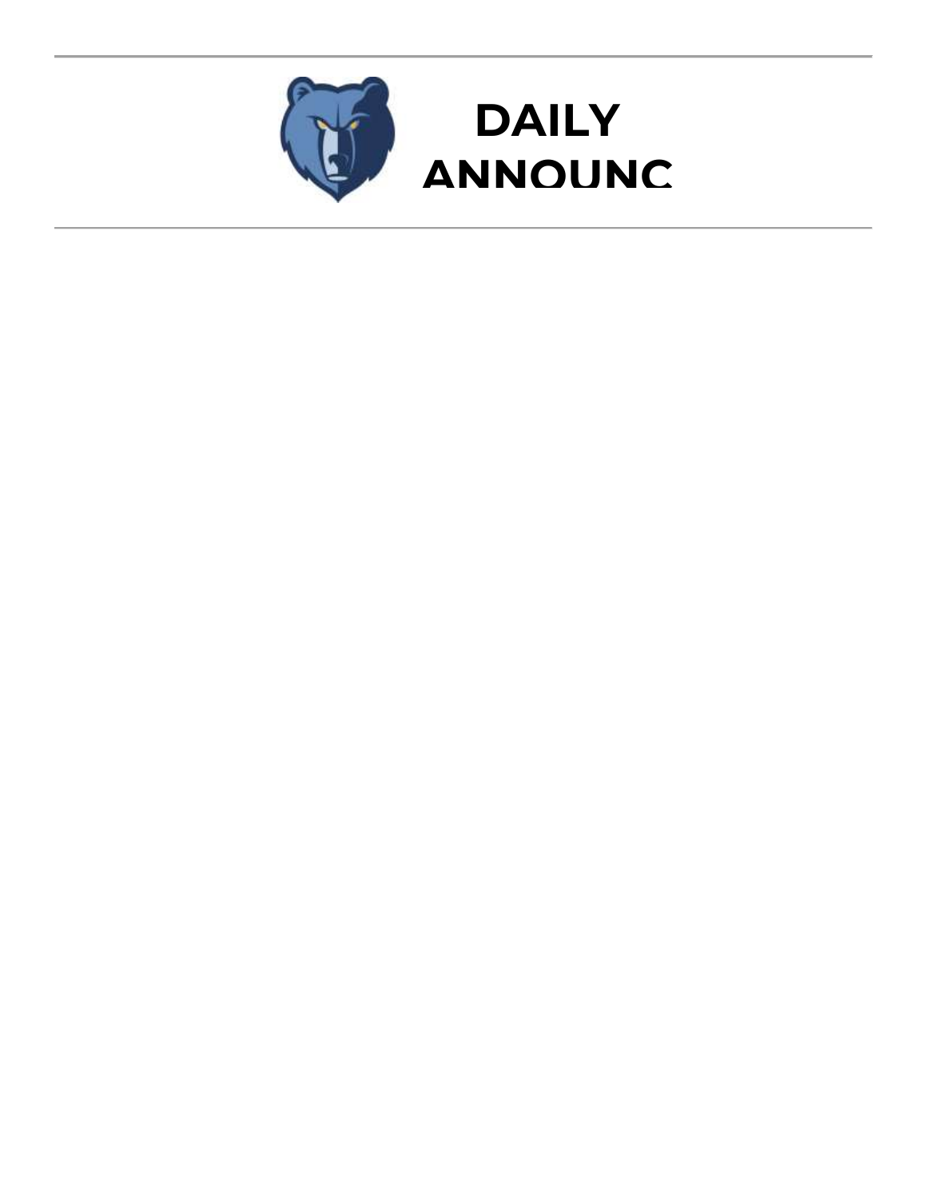# DAILY ANNOUNC